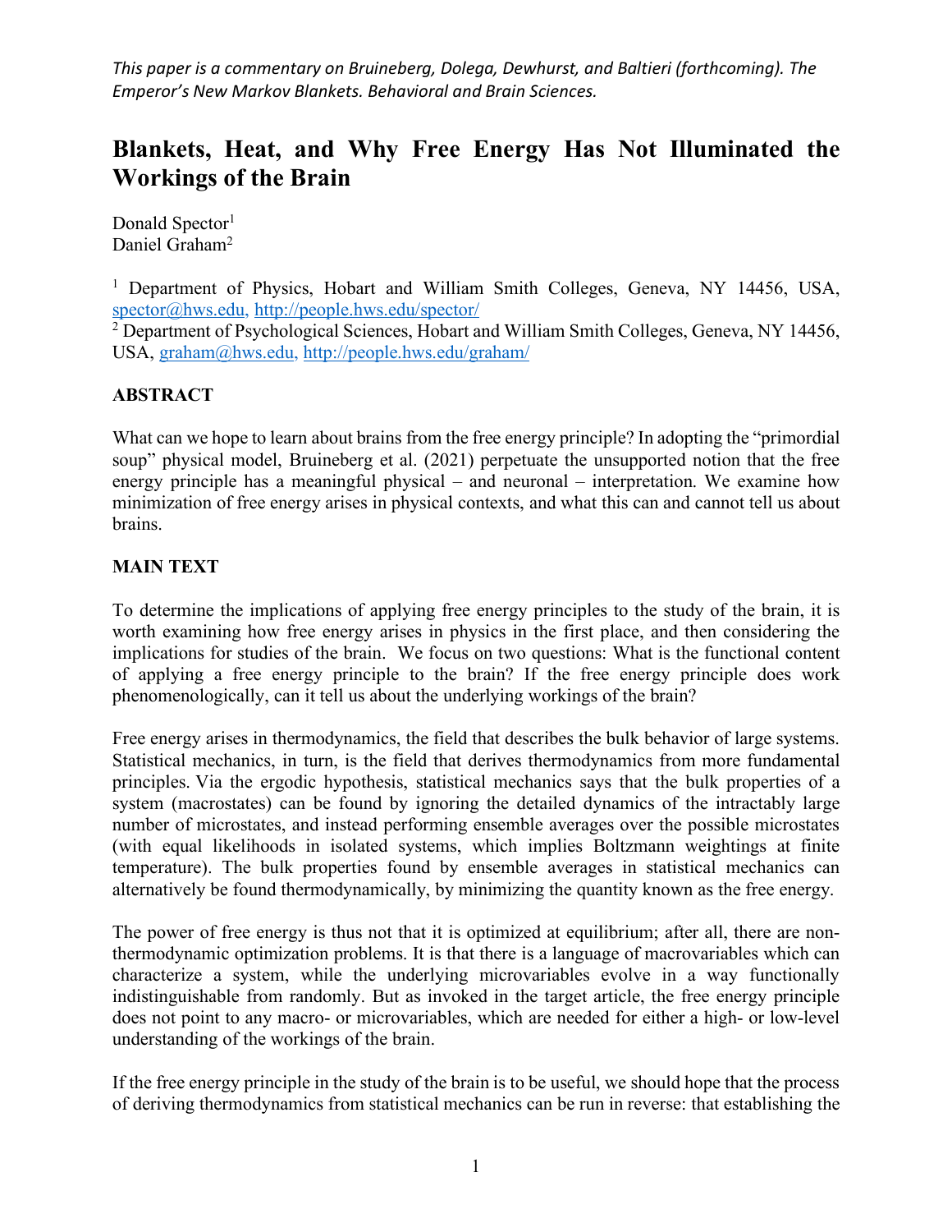*This paper is a commentary on Bruineberg, Dolega, Dewhurst, and Baltieri (forthcoming). The Emperor's New Markov Blankets. Behavioral and Brain Sciences.*

# Blankets, Heat, and Why Free Energy Has Not Illuminated the Workings of the Brain

Donald Spector[1]
Daniel Graham[2]

[1] Department of Physics, Hobart and William Smith Colleges, Geneva, NY 14456, USA, spector@hws.edu, http://people.hws.edu/spector/
[2] Department of Psychological Sciences, Hobart and William Smith Colleges, Geneva, NY 14456, USA, graham@hws.edu, http://people.hws.edu/graham/

## ABSTRACT

What can we hope to learn about brains from the free energy principle? In adopting the "primordial soup" physical model, Bruineberg et al. (2021) perpetuate the unsupported notion that the free energy principle has a meaningful physical – and neuronal – interpretation. We examine how minimization of free energy arises in physical contexts, and what this can and cannot tell us about brains.

## MAIN TEXT

To determine the implications of applying free energy principles to the study of the brain, it is worth examining how free energy arises in physics in the first place, and then considering the implications for studies of the brain. We focus on two questions: What is the functional content of applying a free energy principle to the brain? If the free energy principle does work phenomenologically, can it tell us about the underlying workings of the brain?

Free energy arises in thermodynamics, the field that describes the bulk behavior of large systems. Statistical mechanics, in turn, is the field that derives thermodynamics from more fundamental principles. Via the ergodic hypothesis, statistical mechanics says that the bulk properties of a system (macrostates) can be found by ignoring the detailed dynamics of the intractably large number of microstates, and instead performing ensemble averages over the possible microstates (with equal likelihoods in isolated systems, which implies Boltzmann weightings at finite temperature). The bulk properties found by ensemble averages in statistical mechanics can alternatively be found thermodynamically, by minimizing the quantity known as the free energy.

The power of free energy is thus not that it is optimized at equilibrium; after all, there are non-thermodynamic optimization problems. It is that there is a language of macrovariables which can characterize a system, while the underlying microvariables evolve in a way functionally indistinguishable from randomly. But as invoked in the target article, the free energy principle does not point to any macro- or microvariables, which are needed for either a high- or low-level understanding of the workings of the brain.

If the free energy principle in the study of the brain is to be useful, we should hope that the process of deriving thermodynamics from statistical mechanics can be run in reverse: that establishing the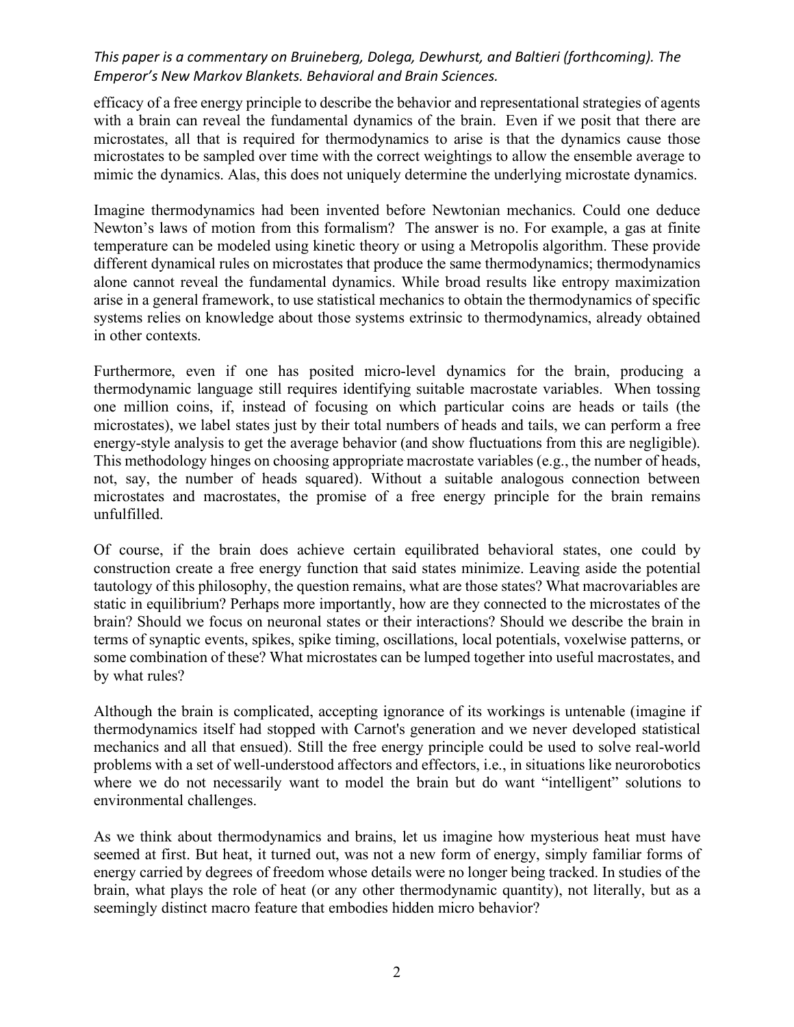efficacy of a free energy principle to describe the behavior and representational strategies of agents with a brain can reveal the fundamental dynamics of the brain. Even if we posit that there are microstates, all that is required for thermodynamics to arise is that the dynamics cause those microstates to be sampled over time with the correct weightings to allow the ensemble average to mimic the dynamics. Alas, this does not uniquely determine the underlying microstate dynamics.

Imagine thermodynamics had been invented before Newtonian mechanics. Could one deduce Newton's laws of motion from this formalism? The answer is no. For example, a gas at finite temperature can be modeled using kinetic theory or using a Metropolis algorithm. These provide different dynamical rules on microstates that produce the same thermodynamics; thermodynamics alone cannot reveal the fundamental dynamics. While broad results like entropy maximization arise in a general framework, to use statistical mechanics to obtain the thermodynamics of specific systems relies on knowledge about those systems extrinsic to thermodynamics, already obtained in other contexts.

Furthermore, even if one has posited micro-level dynamics for the brain, producing a thermodynamic language still requires identifying suitable macrostate variables. When tossing one million coins, if, instead of focusing on which particular coins are heads or tails (the microstates), we label states just by their total numbers of heads and tails, we can perform a free energy-style analysis to get the average behavior (and show fluctuations from this are negligible). This methodology hinges on choosing appropriate macrostate variables (e.g., the number of heads, not, say, the number of heads squared). Without a suitable analogous connection between microstates and macrostates, the promise of a free energy principle for the brain remains unfulfilled.

Of course, if the brain does achieve certain equilibrated behavioral states, one could by construction create a free energy function that said states minimize. Leaving aside the potential tautology of this philosophy, the question remains, what are those states? What macrovariables are static in equilibrium? Perhaps more importantly, how are they connected to the microstates of the brain? Should we focus on neuronal states or their interactions? Should we describe the brain in terms of synaptic events, spikes, spike timing, oscillations, local potentials, voxelwise patterns, or some combination of these? What microstates can be lumped together into useful macrostates, and by what rules?

Although the brain is complicated, accepting ignorance of its workings is untenable (imagine if thermodynamics itself had stopped with Carnot's generation and we never developed statistical mechanics and all that ensued). Still the free energy principle could be used to solve real-world problems with a set of well-understood affectors and effectors, i.e., in situations like neurorobotics where we do not necessarily want to model the brain but do want "intelligent" solutions to environmental challenges.

As we think about thermodynamics and brains, let us imagine how mysterious heat must have seemed at first. But heat, it turned out, was not a new form of energy, simply familiar forms of energy carried by degrees of freedom whose details were no longer being tracked. In studies of the brain, what plays the role of heat (or any other thermodynamic quantity), not literally, but as a seemingly distinct macro feature that embodies hidden micro behavior?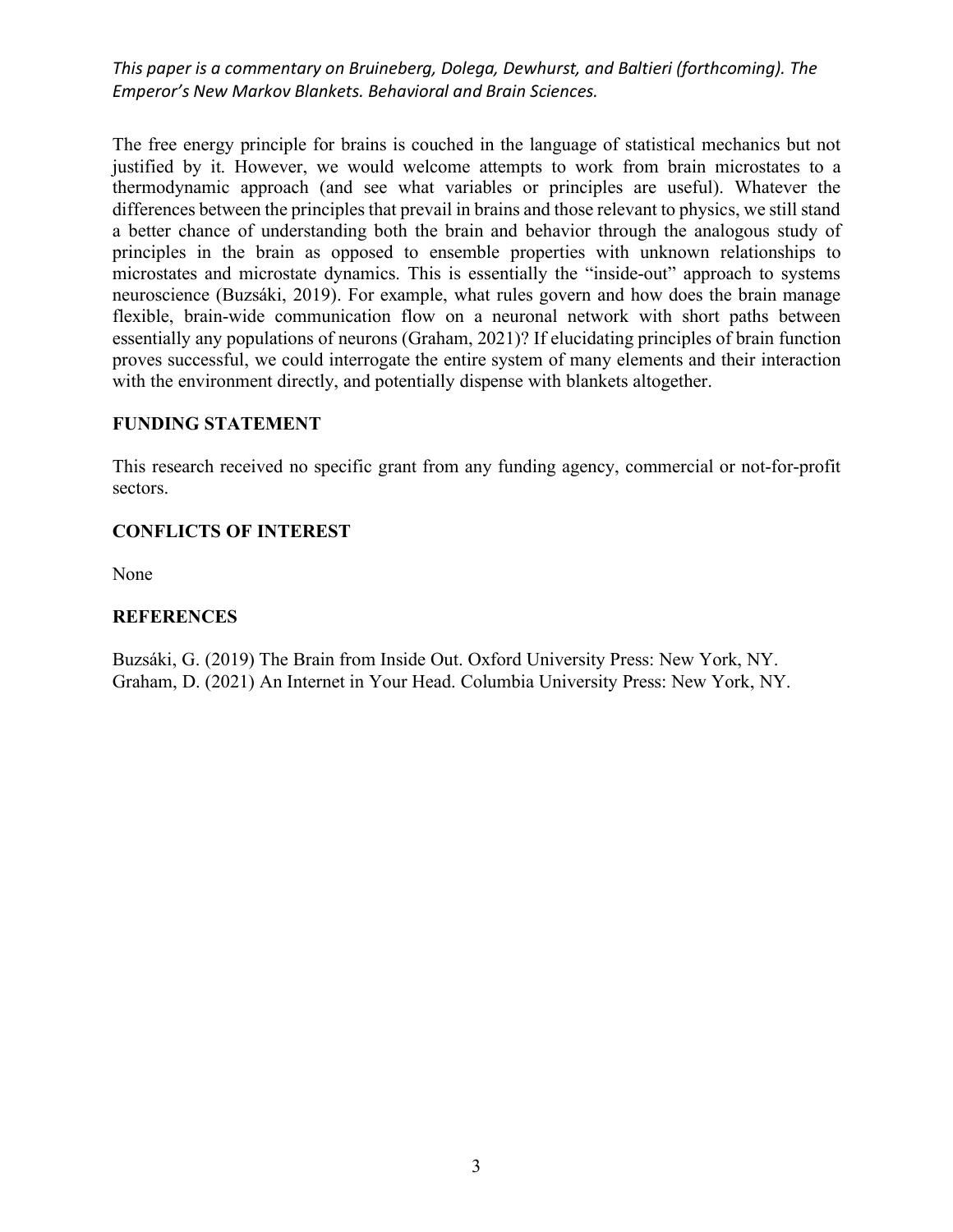*This paper is a commentary on Bruineberg, Dolega, Dewhurst, and Baltieri (forthcoming). The Emperor's New Markov Blankets. Behavioral and Brain Sciences.*

The free energy principle for brains is couched in the language of statistical mechanics but not justified by it. However, we would welcome attempts to work from brain microstates to a thermodynamic approach (and see what variables or principles are useful). Whatever the differences between the principles that prevail in brains and those relevant to physics, we still stand a better chance of understanding both the brain and behavior through the analogous study of principles in the brain as opposed to ensemble properties with unknown relationships to microstates and microstate dynamics. This is essentially the "inside-out" approach to systems neuroscience (Buzsáki, 2019). For example, what rules govern and how does the brain manage flexible, brain-wide communication flow on a neuronal network with short paths between essentially any populations of neurons (Graham, 2021)? If elucidating principles of brain function proves successful, we could interrogate the entire system of many elements and their interaction with the environment directly, and potentially dispense with blankets altogether.

## FUNDING STATEMENT

This research received no specific grant from any funding agency, commercial or not-for-profit sectors.

## CONFLICTS OF INTEREST

None

## REFERENCES

Buzsáki, G. (2019) The Brain from Inside Out. Oxford University Press: New York, NY.
Graham, D. (2021) An Internet in Your Head. Columbia University Press: New York, NY.